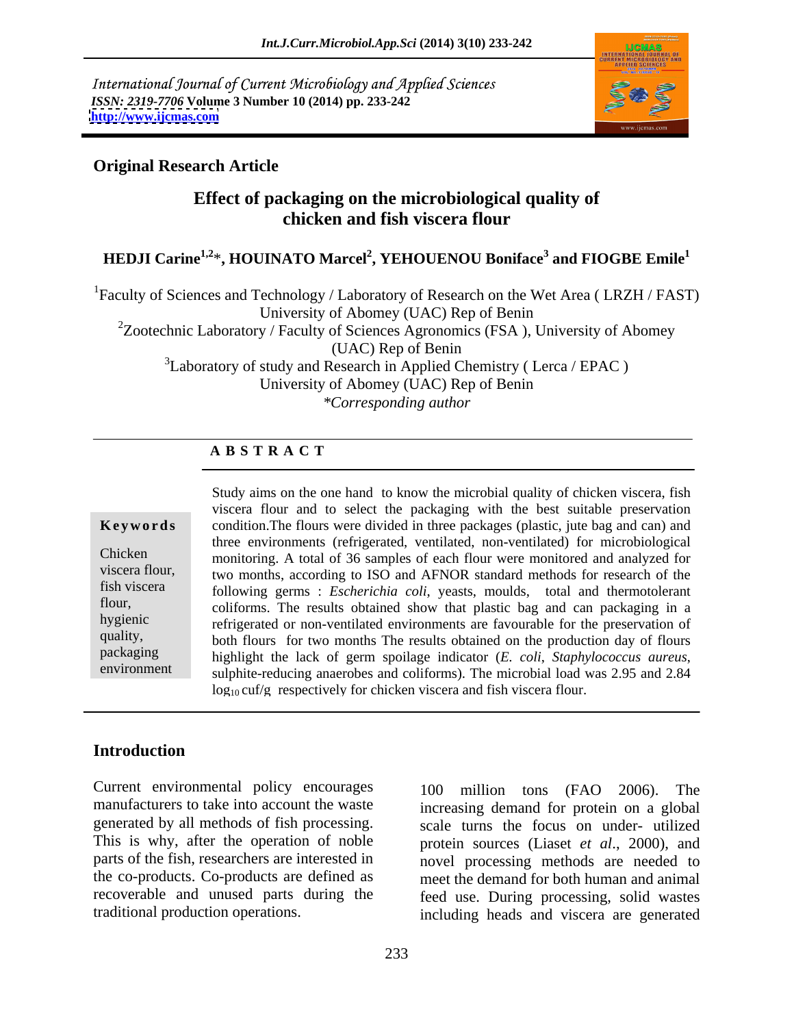International Journal of Current Microbiology and Applied Sciences
*ISSN: 2319-7706* **Volume 3 Number 10 (2014) pp. 233-242**
**http://www.ijcmas.com**

**Original Research Article**

# Effect of packaging on the microbiological quality of chicken and fish viscera flour

**HEDJI Carine[1,2]*, HOUINATO Marcel[2], YEHOUENOU Boniface[3] and FIOGBE Emile[1]**

[1]Faculty of Sciences and Technology / Laboratory of Research on the Wet Area ( LRZH / FAST) University of Abomey (UAC) Rep of Benin

[2]Zootechnic Laboratory / Faculty of Sciences Agronomics (FSA ), University of Abomey (UAC) Rep of Benin

[3]Laboratory of study and Research in Applied Chemistry ( Lerca / EPAC ) University of Abomey (UAC) Rep of Benin

*\*Corresponding author*

## ABSTRACT

**Keywords**

Chicken viscera flour, fish viscera flour, hygienic quality, packaging environment

Study aims on the one hand to know the microbial quality of chicken viscera, fish viscera flour and to select the packaging with the best suitable preservation condition.The flours were divided in three packages (plastic, jute bag and can) and three environments (refrigerated, ventilated, non-ventilated) for microbiological monitoring. A total of 36 samples of each flour were monitored and analyzed for two months, according to ISO and AFNOR standard methods for research of the following germs : *Escherichia coli*, yeasts, moulds, total and thermotolerant coliforms. The results obtained show that plastic bag and can packaging in a refrigerated or non-ventilated environments are favourable for the preservation of both flours for two months The results obtained on the production day of flours highlight the lack of germ spoilage indicator (*E. coli*, *Staphylococcus aureus*, sulphite-reducing anaerobes and coliforms). The microbial load was 2.95 and 2.84 $\log_{10}$ cuf/g respectively for chicken viscera and fish viscera flour.

## Introduction

Current environmental policy encourages manufacturers to take into account the waste generated by all methods of fish processing. This is why, after the operation of noble parts of the fish, researchers are interested in the co-products. Co-products are defined as recoverable and unused parts during the traditional production operations.

100 million tons (FAO 2006). The increasing demand for protein on a global scale turns the focus on under- utilized protein sources (Liaset *et al*., 2000), and novel processing methods are needed to meet the demand for both human and animal feed use. During processing, solid wastes including heads and viscera are generated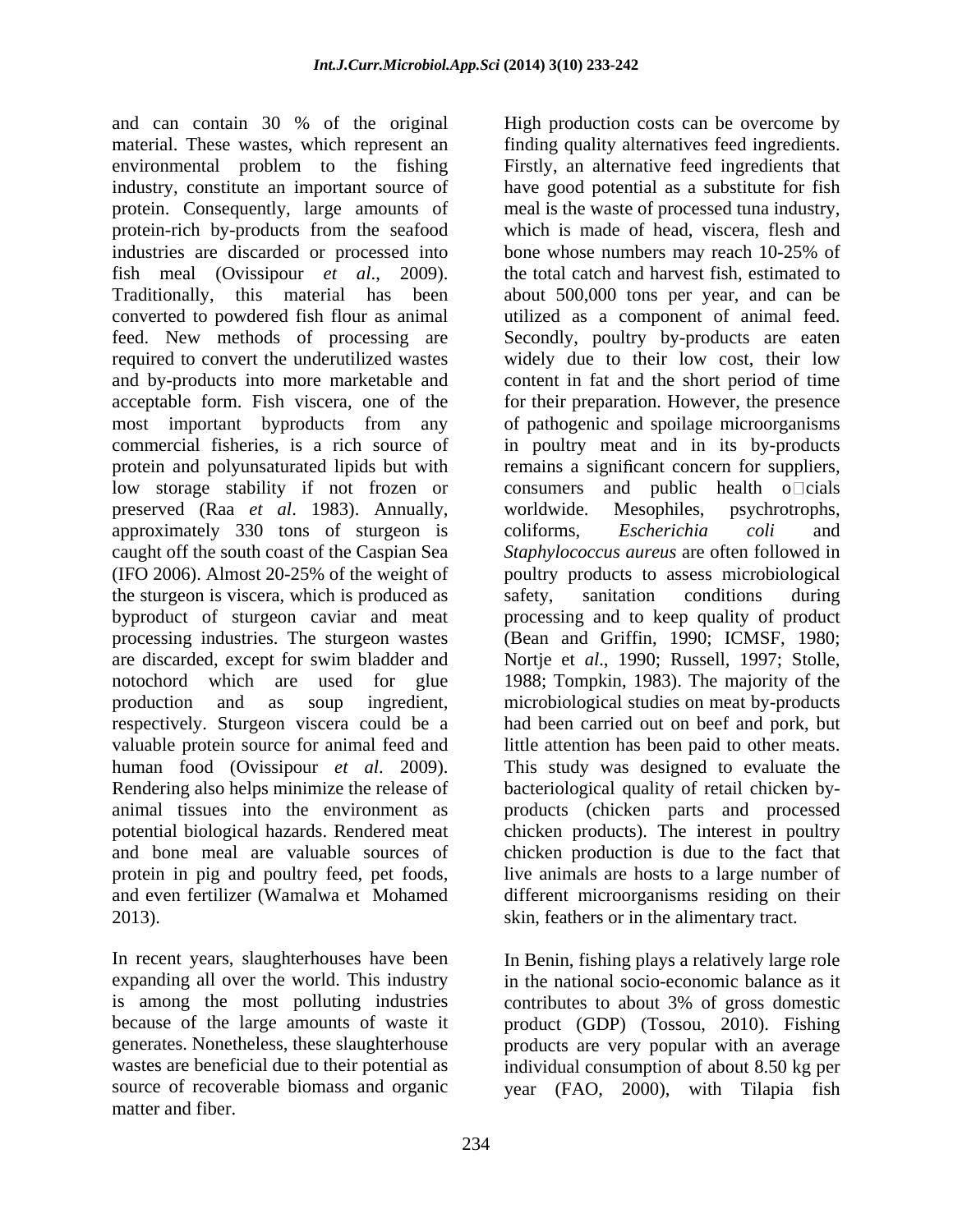and can contain 30 % of the original material. These wastes, which represent an environmental problem to the fishing industry, constitute an important source of protein. Consequently, large amounts of protein-rich by-products from the seafood industries are discarded or processed into fish meal (Ovissipour *et al*., 2009). Traditionally, this material has been converted to powdered fish flour as animal feed. New methods of processing are required to convert the underutilized wastes and by-products into more marketable and acceptable form. Fish viscera, one of the most important byproducts from any commercial fisheries, is a rich source of protein and polyunsaturated lipids but with low storage stability if not frozen or preserved (Raa *et al*. 1983). Annually, approximately 330 tons of sturgeon is caught off the south coast of the Caspian Sea (IFO 2006). Almost 20-25% of the weight of the sturgeon is viscera, which is produced as byproduct of sturgeon caviar and meat processing industries. The sturgeon wastes are discarded, except for swim bladder and notochord which are used for glue production and as soup ingredient, respectively. Sturgeon viscera could be a valuable protein source for animal feed and human food (Ovissipour *et al*. 2009). Rendering also helps minimize the release of animal tissues into the environment as potential biological hazards. Rendered meat and bone meal are valuable sources of protein in pig and poultry feed, pet foods, and even fertilizer (Wamalwa et Mohamed 2013).

In recent years, slaughterhouses have been expanding all over the world. This industry is among the most polluting industries because of the large amounts of waste it generates. Nonetheless, these slaughterhouse wastes are beneficial due to their potential as source of recoverable biomass and organic matter and fiber.

High production costs can be overcome by finding quality alternatives feed ingredients. Firstly, an alternative feed ingredients that have good potential as a substitute for fish meal is the waste of processed tuna industry, which is made of head, viscera, flesh and bone whose numbers may reach 10-25% of the total catch and harvest fish, estimated to about 500,000 tons per year, and can be utilized as a component of animal feed. Secondly, poultry by-products are eaten widely due to their low cost, their low content in fat and the short period of time for their preparation. However, the presence of pathogenic and spoilage microorganisms in poultry meat and in its by-products remains a significant concern for suppliers, consumers and public health o□cials worldwide. Mesophiles, psychrotrophs, coliforms, *Escherichia coli* and *Staphylococcus aureus* are often followed in poultry products to assess microbiological safety, sanitation conditions during processing and to keep quality of product (Bean and Griffin, 1990; ICMSF, 1980; Nortje et *al*., 1990; Russell, 1997; Stolle, 1988; Tompkin, 1983). The majority of the microbiological studies on meat by-products had been carried out on beef and pork, but little attention has been paid to other meats. This study was designed to evaluate the bacteriological quality of retail chicken by-products (chicken parts and processed chicken products). The interest in poultry chicken production is due to the fact that live animals are hosts to a large number of different microorganisms residing on their skin, feathers or in the alimentary tract.

In Benin, fishing plays a relatively large role in the national socio-economic balance as it contributes to about 3% of gross domestic product (GDP) (Tossou, 2010). Fishing products are very popular with an average individual consumption of about 8.50 kg per year (FAO, 2000), with Tilapia fish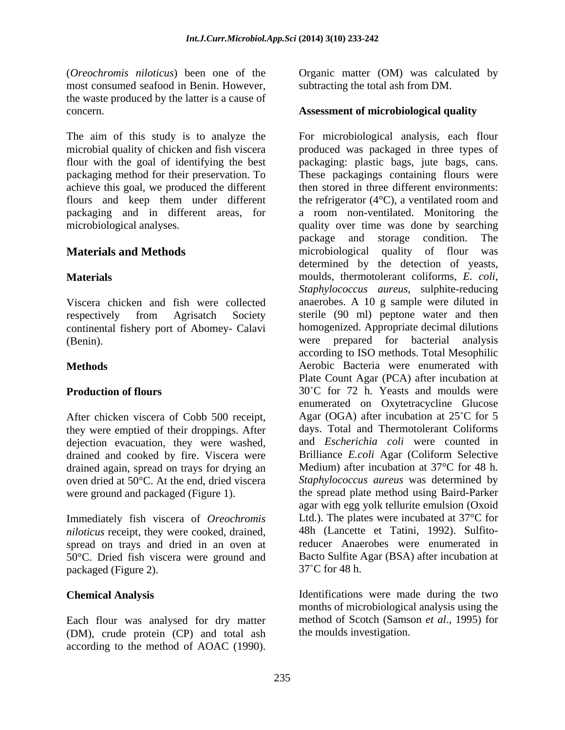(*Oreochromis niloticus*) been one of the most consumed seafood in Benin. However, the waste produced by the latter is a cause of concern.

The aim of this study is to analyze the microbial quality of chicken and fish viscera flour with the goal of identifying the best packaging method for their preservation. To achieve this goal, we produced the different flours and keep them under different packaging and in different areas, for microbiological analyses.

## Materials and Methods

### Materials

Viscera chicken and fish were collected respectively from Agrisatch Society continental fishery port of Abomey- Calavi (Benin).

### Methods

### Production of flours

After chicken viscera of Cobb 500 receipt, they were emptied of their droppings. After dejection evacuation, they were washed, drained and cooked by fire. Viscera were drained again, spread on trays for drying an oven dried at 50°C. At the end, dried viscera were ground and packaged (Figure 1).

Immediately fish viscera of *Oreochromis niloticus* receipt, they were cooked, drained, spread on trays and dried in an oven at 50°C. Dried fish viscera were ground and packaged (Figure 2).

### Chemical Analysis

Each flour was analysed for dry matter (DM), crude protein (CP) and total ash according to the method of AOAC (1990). Organic matter (OM) was calculated by subtracting the total ash from DM.

### Assessment of microbiological quality

For microbiological analysis, each flour produced was packaged in three types of packaging: plastic bags, jute bags, cans. These packagings containing flours were then stored in three different environments: the refrigerator (4°C), a ventilated room and a room non-ventilated. Monitoring the quality over time was done by searching package and storage condition. The microbiological quality of flour was determined by the detection of yeasts, moulds, thermotolerant coliforms, *E. coli*, *Staphylococcus aureus*, sulphite-reducing anaerobes. A 10 g sample were diluted in sterile (90 ml) peptone water and then homogenized. Appropriate decimal dilutions were prepared for bacterial analysis according to ISO methods. Total Mesophilic Aerobic Bacteria were enumerated with Plate Count Agar (PCA) after incubation at 30˚C for 72 h. Yeasts and moulds were enumerated on Oxytetracycline Glucose Agar (OGA) after incubation at 25˚C for 5 days. Total and Thermotolerant Coliforms and *Escherichia coli* were counted in Brilliance *E.coli* Agar (Coliform Selective Medium) after incubation at 37°C for 48 h. *Staphylococcus aureus* was determined by the spread plate method using Baird-Parker agar with egg yolk tellurite emulsion (Oxoid Ltd.). The plates were incubated at 37°C for 48h (Lancette et Tatini, 1992). Sulfito-reducer Anaerobes were enumerated in Bacto Sulfite Agar (BSA) after incubation at 37˚C for 48 h.

Identifications were made during the two months of microbiological analysis using the method of Scotch (Samson *et al*., 1995) for the moulds investigation.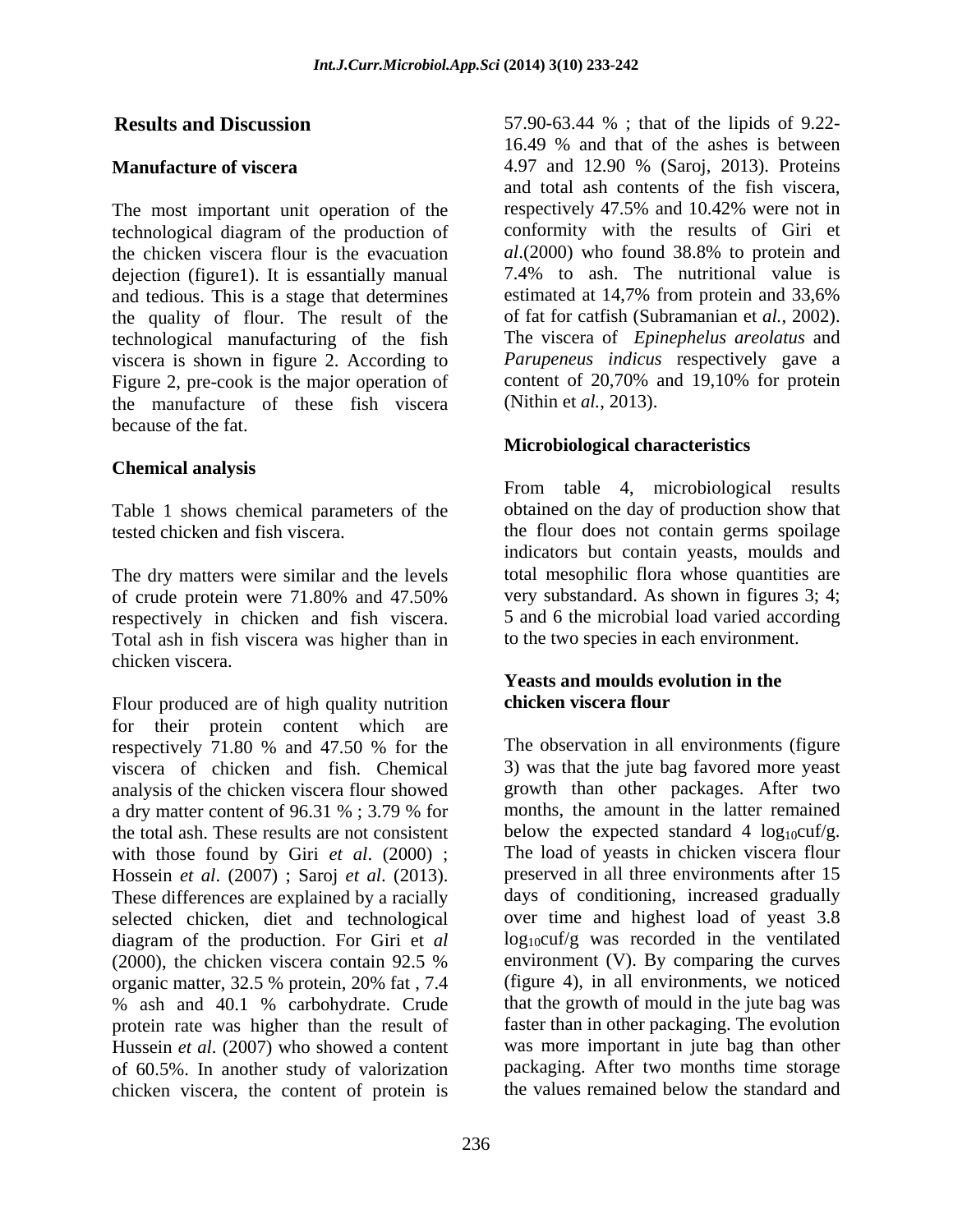## Results and Discussion

### Manufacture of viscera

The most important unit operation of the technological diagram of the production of the chicken viscera flour is the evacuation dejection (figure1). It is essantially manual and tedious. This is a stage that determines the quality of flour. The result of the technological manufacturing of the fish viscera is shown in figure 2. According to Figure 2, pre-cook is the major operation of the manufacture of these fish viscera because of the fat.

### Chemical analysis

Table 1 shows chemical parameters of the tested chicken and fish viscera.

The dry matters were similar and the levels of crude protein were 71.80% and 47.50% respectively in chicken and fish viscera. Total ash in fish viscera was higher than in chicken viscera.

Flour produced are of high quality nutrition for their protein content which are respectively 71.80 % and 47.50 % for the viscera of chicken and fish. Chemical analysis of the chicken viscera flour showed a dry matter content of 96.31 % ; 3.79 % for the total ash. These results are not consistent with those found by Giri *et al*. (2000) ; Hossein *et al*. (2007) ; Saroj *et al*. (2013). These differences are explained by a racially selected chicken, diet and technological diagram of the production. For Giri et *al* (2000), the chicken viscera contain 92.5 % organic matter, 32.5 % protein, 20% fat , 7.4 % ash and 40.1 % carbohydrate. Crude protein rate was higher than the result of Hussein *et al*. (2007) who showed a content of 60.5%. In another study of valorization chicken viscera, the content of protein is 57.90-63.44 % ; that of the lipids of 9.22-16.49 % and that of the ashes is between 4.97 and 12.90 % (Saroj, 2013). Proteins and total ash contents of the fish viscera, respectively 47.5% and 10.42% were not in conformity with the results of Giri et *al*.(2000) who found 38.8% to protein and 7.4% to ash. The nutritional value is estimated at 14,7% from protein and 33,6% of fat for catfish (Subramanian et *al.*, 2002). The viscera of *Epinephelus areolatus* and *Parupeneus indicus* respectively gave a content of 20,70% and 19,10% for protein (Nithin et *al.*, 2013).

### Microbiological characteristics

From table 4, microbiological results obtained on the day of production show that the flour does not contain germs spoilage indicators but contain yeasts, moulds and total mesophilic flora whose quantities are very substandard. As shown in figures 3; 4; 5 and 6 the microbial load varied according to the two species in each environment.

### Yeasts and moulds evolution in the chicken viscera flour

The observation in all environments (figure 3) was that the jute bag favored more yeast growth than other packages. After two months, the amount in the latter remained below the expected standard 4 $\log_{10}$cuf/g. The load of yeasts in chicken viscera flour preserved in all three environments after 15 days of conditioning, increased gradually over time and highest load of yeast 3.8 $\log_{10}$cuf/g was recorded in the ventilated environment (V). By comparing the curves (figure 4), in all environments, we noticed that the growth of mould in the jute bag was faster than in other packaging. The evolution was more important in jute bag than other packaging. After two months time storage the values remained below the standard and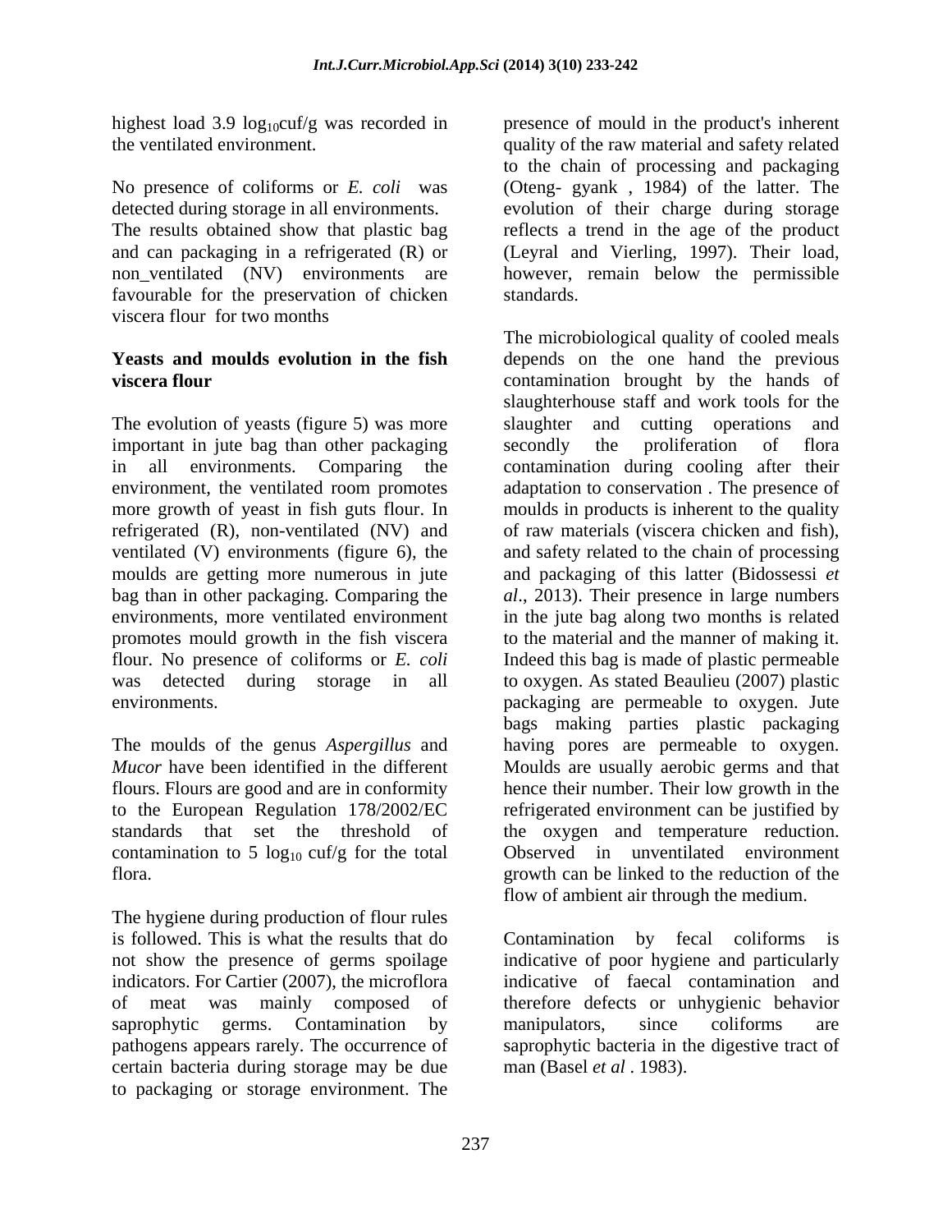highest load 3.9 $\log_{10}$cuf/g was recorded in the ventilated environment.

No presence of coliforms or *E. coli* was detected during storage in all environments. The results obtained show that plastic bag and can packaging in a refrigerated (R) or non_ventilated (NV) environments are favourable for the preservation of chicken viscera flour for two months

**Yeasts and moulds evolution in the fish viscera flour**

The evolution of yeasts (figure 5) was more important in jute bag than other packaging in all environments. Comparing the environment, the ventilated room promotes more growth of yeast in fish guts flour. In refrigerated (R), non-ventilated (NV) and ventilated (V) environments (figure 6), the moulds are getting more numerous in jute bag than in other packaging. Comparing the environments, more ventilated environment promotes mould growth in the fish viscera flour. No presence of coliforms or *E. coli* was detected during storage in all environments.

The moulds of the genus *Aspergillus* and *Mucor* have been identified in the different flours. Flours are good and are in conformity to the European Regulation 178/2002/EC standards that set the threshold of contamination to 5 $\log_{10}$ cuf/g for the total flora.

The hygiene during production of flour rules is followed. This is what the results that do not show the presence of germs spoilage indicators. For Cartier (2007), the microflora of meat was mainly composed of saprophytic germs. Contamination by pathogens appears rarely. The occurrence of certain bacteria during storage may be due to packaging or storage environment. The presence of mould in the product's inherent quality of the raw material and safety related to the chain of processing and packaging (Oteng- gyank , 1984) of the latter. The evolution of their charge during storage reflects a trend in the age of the product (Leyral and Vierling, 1997). Their load, however, remain below the permissible standards.

The microbiological quality of cooled meals depends on the one hand the previous contamination brought by the hands of slaughterhouse staff and work tools for the slaughter and cutting operations and secondly the proliferation of flora contamination during cooling after their adaptation to conservation . The presence of moulds in products is inherent to the quality of raw materials (viscera chicken and fish), and safety related to the chain of processing and packaging of this latter (Bidossessi *et al*., 2013). Their presence in large numbers in the jute bag along two months is related to the material and the manner of making it. Indeed this bag is made of plastic permeable to oxygen. As stated Beaulieu (2007) plastic packaging are permeable to oxygen. Jute bags making parties plastic packaging having pores are permeable to oxygen. Moulds are usually aerobic germs and that hence their number. Their low growth in the refrigerated environment can be justified by the oxygen and temperature reduction. Observed in unventilated environment growth can be linked to the reduction of the flow of ambient air through the medium.

Contamination by fecal coliforms is indicative of poor hygiene and particularly indicative of faecal contamination and therefore defects or unhygienic behavior manipulators, since coliforms are saprophytic bacteria in the digestive tract of man (Basel *et al* . 1983).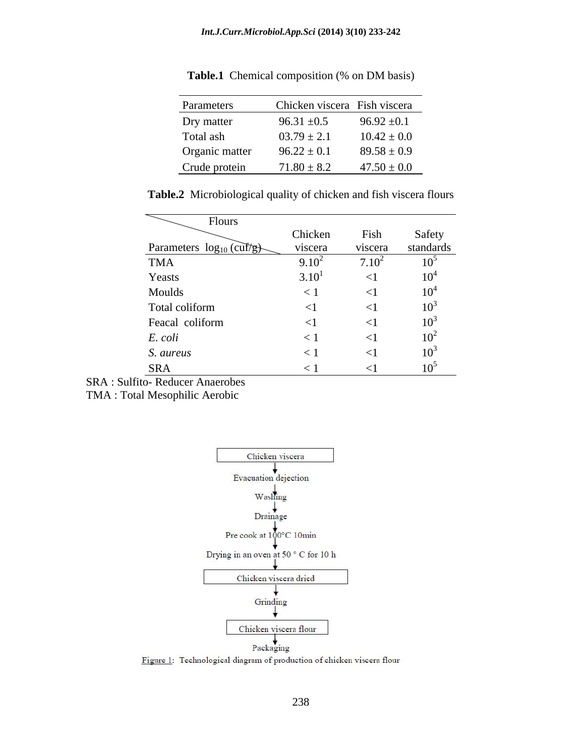**Table.1** Chemical composition (% on DM basis)

| Parameters | Chicken viscera | Fish viscera |
|---|---|---|
| Dry matter | 96.31 ±0.5 | 96.92 ±0.1 |
| Total ash | 03.79 ± 2.1 | 10.42 ± 0.0 |
| Organic matter | 96.22 ± 0.1 | 89.58 ± 0.9 |
| Crude protein | 71.80 ± 8.2 | 47.50 ± 0.0 |

**Table.2** Microbiological quality of chicken and fish viscera flours

| Flours / Parameters $log_{10}$ (cuf/g) | Chicken viscera | Fish viscera | Safety standards |
|---|---|---|---|
| TMA | $9.10^2$ | $7.10^2$ | $10^5$ |
| Yeasts | $3.10^1$ | <1 | $10^4$ |
| Moulds | < 1 | <1 | $10^4$ |
| Total coliform | <1 | <1 | $10^3$ |
| Feacal coliform | <1 | <1 | $10^3$ |
| *E. coli* | < 1 | <1 | $10^2$ |
| *S. aureus* | < 1 | <1 | $10^3$ |
| SRA | < 1 | <1 | $10^5$ |

SRA : Sulfito- Reducer Anaerobes
TMA : Total Mesophilic Aerobic

Chicken viscera
↓
Evacuation dejection
↓
Washing
↓
Drainage
↓
Pre cook at 100°C 10min
↓
Drying in an oven at 50 ° C for 10 h
↓
Chicken viscera dried
↓
Grinding
↓
Chicken viscera flour
↓
Packaging

Figure 1: Technological diagram of production of chicken viscera flour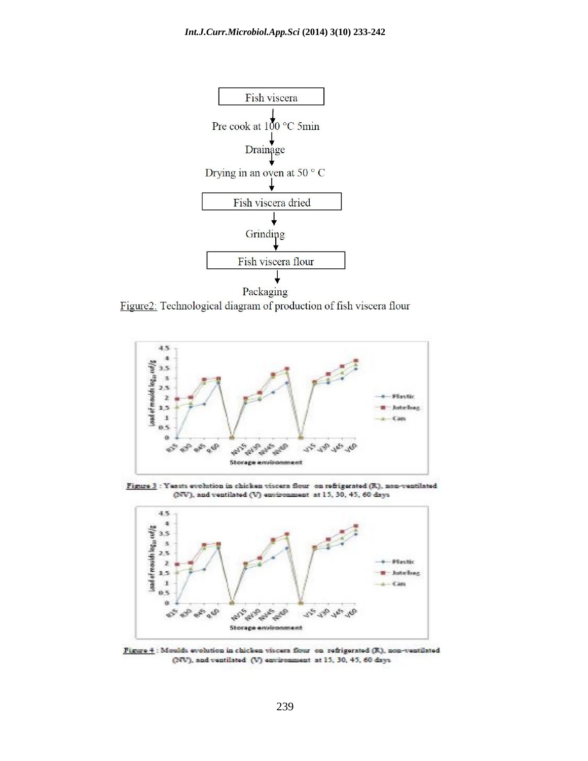Fish viscera

Pre cook at 100 °C 5min

Drainage

Drying in an oven at 50 ° C

Fish viscera dried

Grinding

Fish viscera flour

Packaging

Figure2: Technological diagram of production of fish viscera flour

Figure 3 : Yeasts evolution in chicken viscera flour on refrigerated (R), non-ventilated (NV), and ventilated (V) environment at 15, 30, 45, 60 days

Figure 4 : Moulds evolution in chicken viscera flour on refrigerated (R), non-ventilated (NV), and ventilated (V) environment at 15, 30, 45, 60 days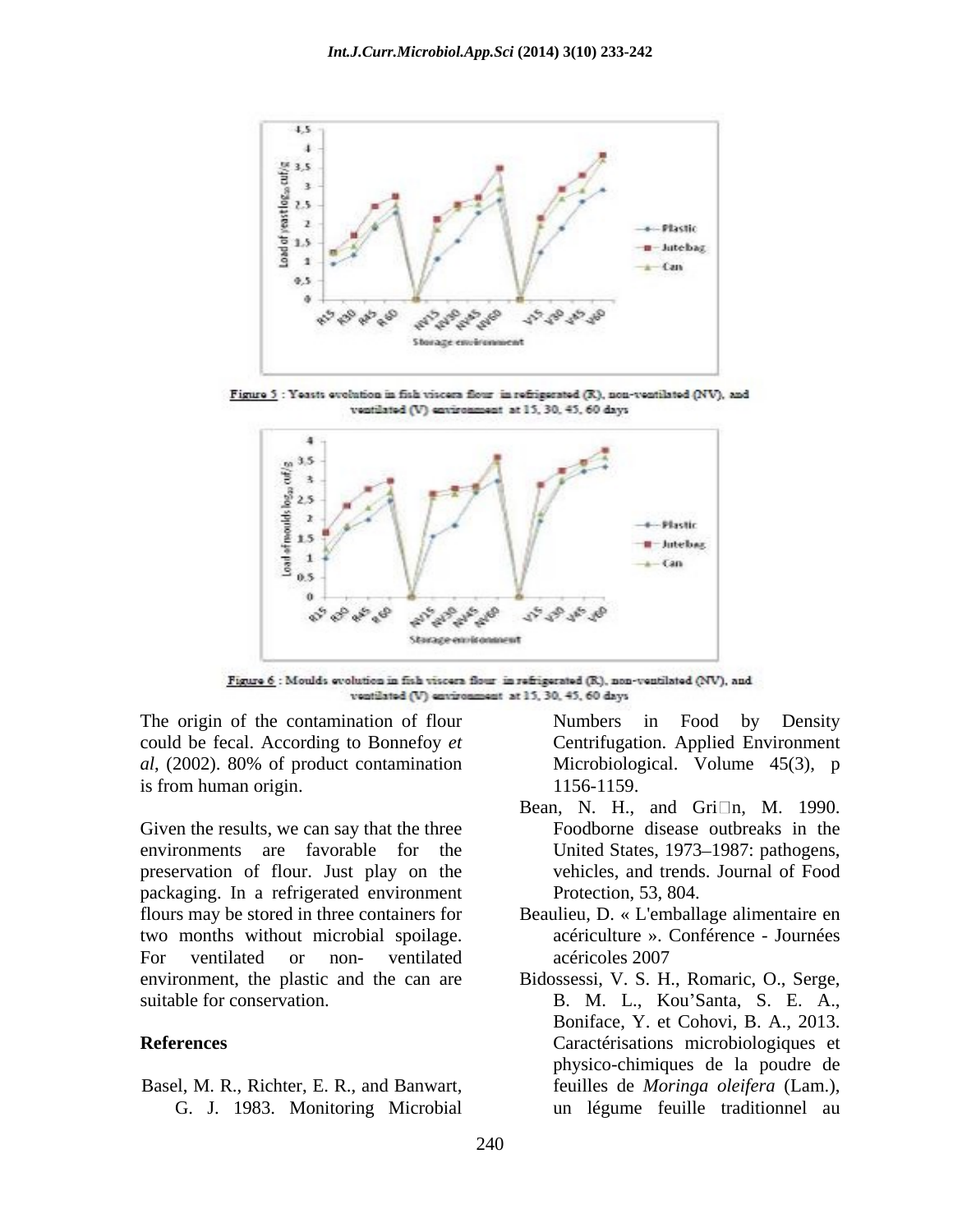Figure 5 : Yeasts evolution in fish viscera flour in refrigerated (R), non-ventilated (NV), and ventilated (V) environment at 15, 30, 45, 60 days

Figure 6 : Moulds evolution in fish viscera flour in refrigerated (R), non-ventilated (NV), and ventilated (V) environment at 15, 30, 45, 60 days

The origin of the contamination of flour could be fecal. According to Bonnefoy *et al*, (2002). 80% of product contamination is from human origin.

Given the results, we can say that the three environments are favorable for the preservation of flour. Just play on the packaging. In a refrigerated environment flours may be stored in three containers for two months without microbial spoilage. For ventilated or non- ventilated environment, the plastic and the can are suitable for conservation.

## References

Basel, M. R., Richter, E. R., and Banwart, G. J. 1983. Monitoring Microbial Numbers in Food by Density Centrifugation. Applied Environment Microbiological. Volume 45(3), p 1156-1159.

Bean, N. H., and Gri□n, M. 1990. Foodborne disease outbreaks in the United States, 1973–1987: pathogens, vehicles, and trends. Journal of Food Protection, 53, 804.

Beaulieu, D. « L'emballage alimentaire en acériculture ». Conférence - Journées acéricoles 2007

Bidossessi, V. S. H., Romaric, O., Serge, B. M. L., Kou'Santa, S. E. A., Boniface, Y. et Cohovi, B. A., 2013. Caractérisations microbiologiques et physico-chimiques de la poudre de feuilles de *Moringa oleifera* (Lam.), un légume feuille traditionnel au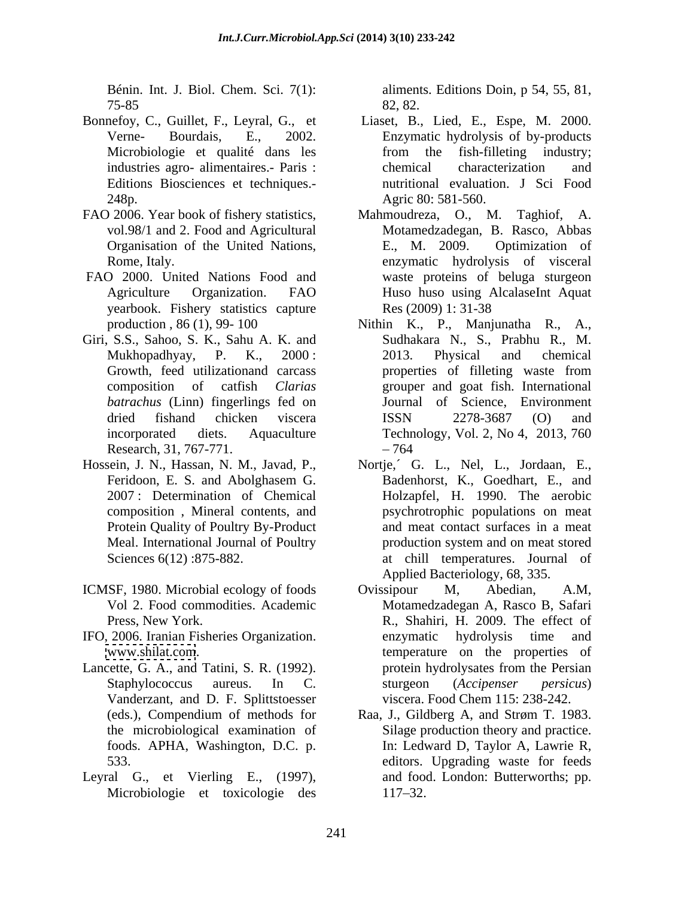Bénin. Int. J. Biol. Chem. Sci. 7(1): 75-85

Bonnefoy, C., Guillet, F., Leyral, G., et Verne- Bourdais, E., 2002. Microbiologie et qualité dans les industries agro- alimentaires.- Paris : Editions Biosciences et techniques.- 248p.

FAO 2006. Year book of fishery statistics, vol.98/1 and 2. Food and Agricultural Organisation of the United Nations, Rome, Italy.

FAO 2000. United Nations Food and Agriculture Organization. FAO yearbook. Fishery statistics capture production , 86 (1), 99- 100

Giri, S.S., Sahoo, S. K., Sahu A. K. and Mukhopadhyay, P. K., 2000 : Growth, feed utilizationand carcass composition of catfish *Clarias batrachus* (Linn) fingerlings fed on dried fishand chicken viscera incorporated diets. Aquaculture Research, 31, 767-771.

Hossein, J. N., Hassan, N. M., Javad, P., Feridoon, E. S. and Abolghasem G. 2007 : Determination of Chemical composition , Mineral contents, and Protein Quality of Poultry By-Product Meal. International Journal of Poultry Sciences 6(12) :875-882.

ICMSF, 1980. Microbial ecology of foods Vol 2. Food commodities. Academic Press, New York.

IFO, 2006. Iranian Fisheries Organization. www.shilat.com.

Lancette, G. A., and Tatini, S. R. (1992). Staphylococcus aureus. In C. Vanderzant, and D. F. Splittstoesser (eds.), Compendium of methods for the microbiological examination of foods. APHA, Washington, D.C. p. 533.

Leyral G., et Vierling E., (1997), Microbiologie et toxicologie des aliments. Editions Doin, p 54, 55, 81, 82, 82.

Liaset, B., Lied, E., Espe, M. 2000. Enzymatic hydrolysis of by-products from the fish-filleting industry; chemical characterization and nutritional evaluation. J Sci Food Agric 80: 581-560.

Mahmoudreza, O., M. Taghiof, A. Motamedzadegan, B. Rasco, Abbas E., M. 2009. Optimization of enzymatic hydrolysis of visceral waste proteins of beluga sturgeon Huso huso using AlcalaseInt Aquat Res (2009) 1: 31-38

Nithin K., P., Manjunatha R., A., Sudhakara N., S., Prabhu R., M. 2013. Physical and chemical properties of filleting waste from grouper and goat fish. International Journal of Science, Environment ISSN 2278-3687 (O) and Technology, Vol. 2, No 4, 2013, 760 – 764

Nortje,´ G. L., Nel, L., Jordaan, E., Badenhorst, K., Goedhart, E., and Holzapfel, H. 1990. The aerobic psychrotrophic populations on meat and meat contact surfaces in a meat production system and on meat stored at chill temperatures. Journal of Applied Bacteriology, 68, 335.

Ovissipour M, Abedian, A.M, Motamedzadegan A, Rasco B, Safari R., Shahiri, H. 2009. The effect of enzymatic hydrolysis time and temperature on the properties of protein hydrolysates from the Persian sturgeon (*Accipenser persicus*) viscera. Food Chem 115: 238-242.

Raa, J., Gildberg A, and Strøm T. 1983. Silage production theory and practice. In: Ledward D, Taylor A, Lawrie R, editors. Upgrading waste for feeds and food. London: Butterworths; pp. 117–32.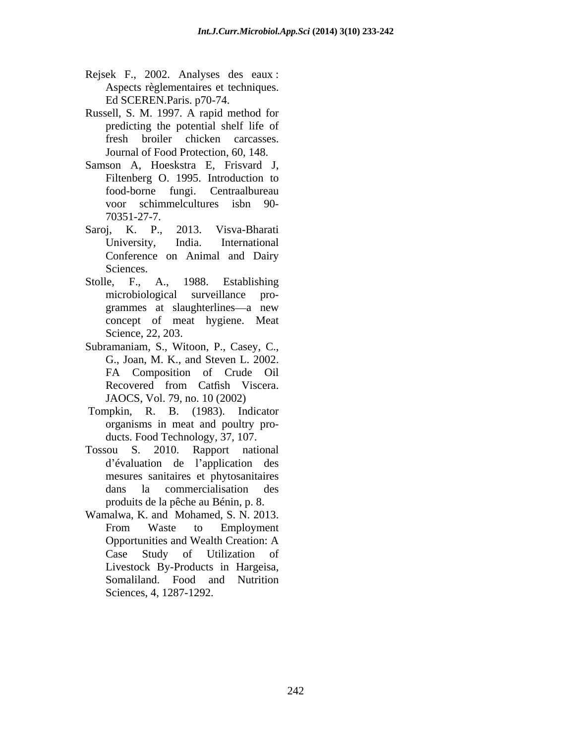Rejsek F., 2002. Analyses des eaux : Aspects règlementaires et techniques. Ed SCEREN.Paris. p70-74.

Russell, S. M. 1997. A rapid method for predicting the potential shelf life of fresh broiler chicken carcasses. Journal of Food Protection, 60, 148.

Samson A, Hoeskstra E, Frisvard J, Filtenberg O. 1995. Introduction to food-borne fungi. Centraalbureau voor schimmelcultures isbn 90-70351-27-7.

Saroj, K. P., 2013. Visva-Bharati University, India. International Conference on Animal and Dairy Sciences.

Stolle, F., A., 1988. Establishing microbiological surveillance programmes at slaughterlines—a new concept of meat hygiene. Meat Science, 22, 203.

Subramaniam, S., Witoon, P., Casey, C., G., Joan, M. K., and Steven L. 2002. FA Composition of Crude Oil Recovered from Catfish Viscera. JAOCS, Vol. 79, no. 10 (2002)

Tompkin, R. B. (1983). Indicator organisms in meat and poultry products. Food Technology, 37, 107.

Tossou S. 2010. Rapport national d'évaluation de l'application des mesures sanitaires et phytosanitaires dans la commercialisation des produits de la pêche au Bénin, p. 8.

Wamalwa, K. and Mohamed, S. N. 2013. From Waste to Employment Opportunities and Wealth Creation: A Case Study of Utilization of Livestock By-Products in Hargeisa, Somaliland. Food and Nutrition Sciences, 4, 1287-1292.